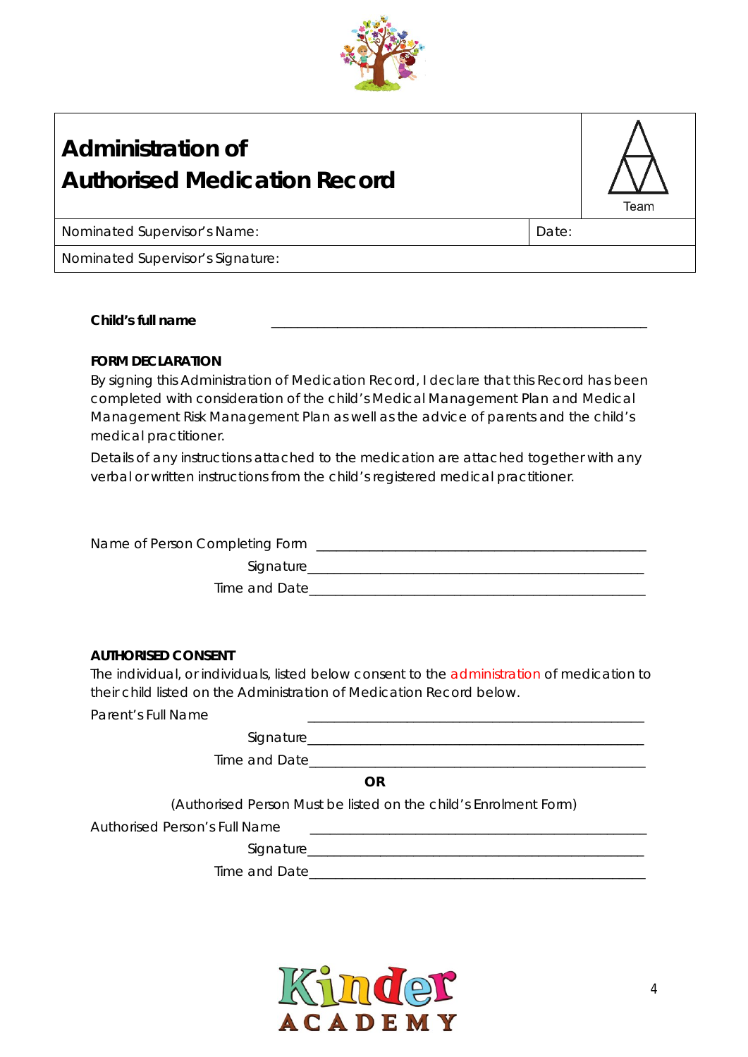# Administration of Authorised Medication Record

Team

| Nominated Supervisor's Name: | Date: |
|---|---|
| Nominated Supervisor's Signature: | |

**Child's full name** ________________________________________________

**FORM DECLARATION**

By signing this Administration of Medication Record, I declare that this Record has been completed with consideration of the child's Medical Management Plan and Medical Management Risk Management Plan as well as the advice of parents and the child's medical practitioner.

Details of any instructions attached to the medication are attached together with any verbal or written instructions from the child's registered medical practitioner.

Name of Person Completing Form ________________________________________________

Signature________________________________________________

Time and Date________________________________________________

**AUTHORISED CONSENT**

The individual, or individuals, listed below consent to the administration of medication to their child listed on the Administration of Medication Record below.

Parent's Full Name ________________________________________________

Signature________________________________________________

Time and Date________________________________________________

**OR**

(Authorised Person Must be listed on the child's Enrolment Form)

Authorised Person's Full Name ________________________________________________

Signature________________________________________________

Time and Date________________________________________________

Kinder ACADEMY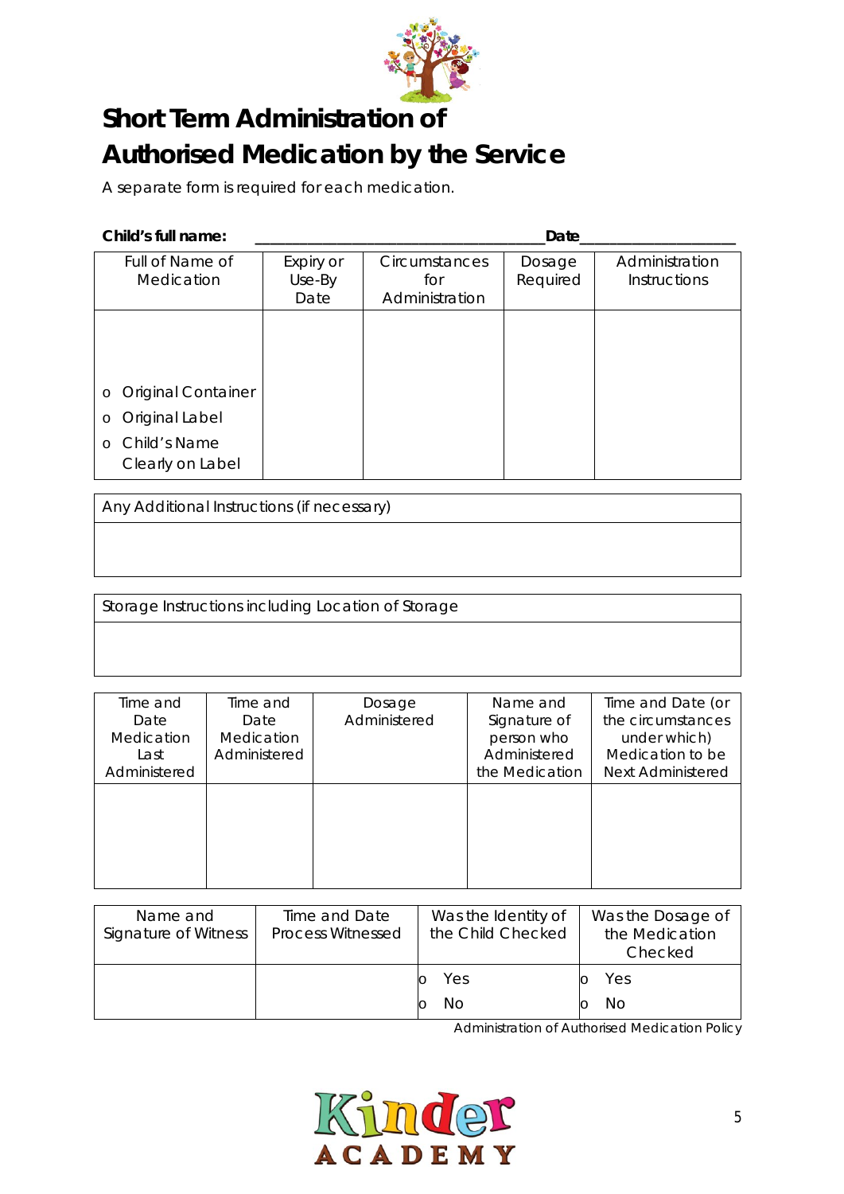# Short Term Administration of Authorised Medication by the Service

A separate form is required for each medication.

**Child's full name:** ______________________________________ **Date** ____________________

| Full of Name of Medication | Expiry or Use-By Date | Circumstances for Administration | Dosage Required | Administration Instructions |
|---|---|---|---|---|
| o Original Container<br>o Original Label<br>o Child's Name Clearly on Label | | | | |

| Any Additional Instructions (if necessary) |
|---|
| |

| Storage Instructions including Location of Storage |
|---|
| |

| Time and Date Medication Last Administered | Time and Date Medication Administered | Dosage Administered | Name and Signature of person who Administered the Medication | Time and Date (or the circumstances under which) Medication to be Next Administered |
|---|---|---|---|---|
| | | | | |

| Name and Signature of Witness | Time and Date Process Witnessed | Was the Identity of the Child Checked | Was the Dosage of the Medication Checked |
|---|---|---|---|
| | | o Yes<br>o No | o Yes<br>o No |

Administration of Authorised Medication Policy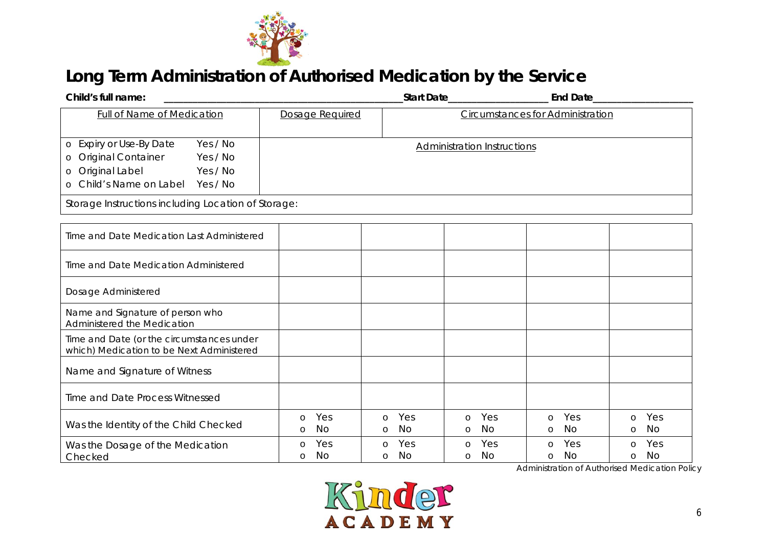# Long Term Administration of Authorised Medication by the Service

**Child's full name:** _______________________________________________ **Start Date**___________________ **End Date**___________________

| Full of Name of Medication | Dosage Required | Circumstances for Administration |
|---|---|---|
| o Expiry or Use-By Date Yes / No<br>o Original Container Yes / No<br>o Original Label Yes / No<br>o Child's Name on Label Yes / No | Administration Instructions | |
| Storage Instructions including Location of Storage: | | |

| | | | | | |
|---|---|---|---|---|---|
| Time and Date Medication Last Administered | | | | | |
| Time and Date Medication Administered | | | | | |
| Dosage Administered | | | | | |
| Name and Signature of person who Administered the Medication | | | | | |
| Time and Date (or the circumstances under which) Medication to be Next Administered | | | | | |
| Name and Signature of Witness | | | | | |
| Time and Date Process Witnessed | | | | | |
| Was the Identity of the Child Checked | o Yes<br>o No | o Yes<br>o No | o Yes<br>o No | o Yes<br>o No | o Yes<br>o No |
| Was the Dosage of the Medication Checked | o Yes<br>o No | o Yes<br>o No | o Yes<br>o No | o Yes<br>o No | o Yes<br>o No |

Administration of Authorised Medication Policy